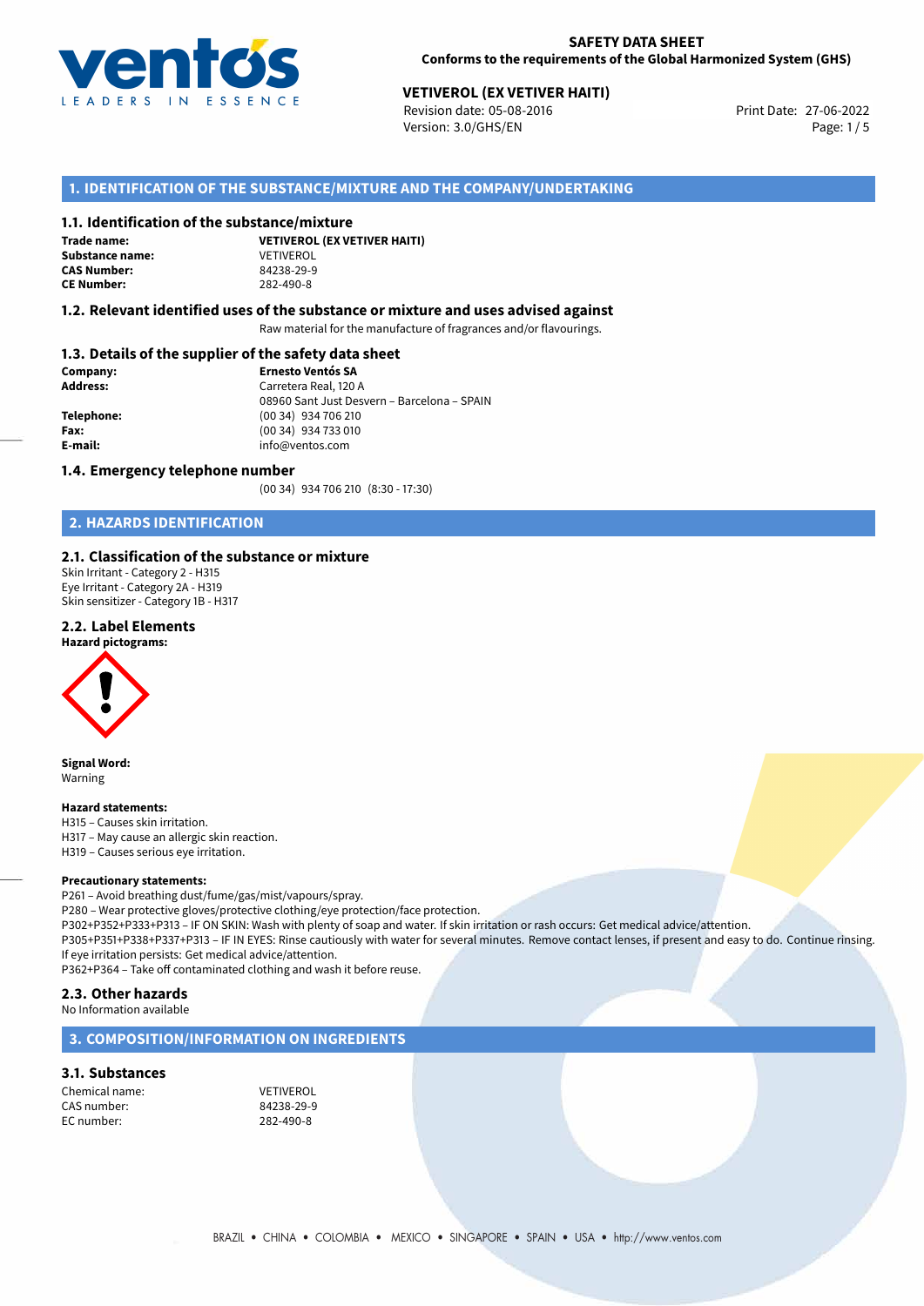**SAFETY DATA SHEET**
**Conforms to the requirements of the Global Harmonized System (GHS)**

**VETIVEROL (EX VETIVER HAITI)**
Revision date: 05-08-2016
Version: 3.0/GHS/EN
Print Date: 27-06-2022

## 1. IDENTIFICATION OF THE SUBSTANCE/MIXTURE AND THE COMPANY/UNDERTAKING

### 1.1. Identification of the substance/mixture

| | |
|---|---|
| **Trade name:** | **VETIVEROL (EX VETIVER HAITI)** |
| **Substance name:** | VETIVEROL |
| **CAS Number:** | 84238-29-9 |
| **CE Number:** | 282-490-8 |

### 1.2. Relevant identified uses of the substance or mixture and uses advised against

Raw material for the manufacture of fragrances and/or flavourings.

### 1.3. Details of the supplier of the safety data sheet

| | |
|---|---|
| **Company:** | **Ernesto Ventós SA** |
| **Address:** | Carretera Real, 120 A |
| | 08960 Sant Just Desvern – Barcelona – SPAIN |
| **Telephone:** | (00 34) 934 706 210 |
| **Fax:** | (00 34) 934 733 010 |
| **E-mail:** | info@ventos.com |

### 1.4. Emergency telephone number

(00 34) 934 706 210 (8:30 - 17:30)

## 2. HAZARDS IDENTIFICATION

### 2.1. Classification of the substance or mixture

Skin Irritant - Category 2 - H315
Eye Irritant - Category 2A - H319
Skin sensitizer - Category 1B - H317

### 2.2. Label Elements

**Hazard pictograms:**

**Signal Word:**
Warning

**Hazard statements:**
H315 – Causes skin irritation.
H317 – May cause an allergic skin reaction.
H319 – Causes serious eye irritation.

**Precautionary statements:**
P261 – Avoid breathing dust/fume/gas/mist/vapours/spray.
P280 – Wear protective gloves/protective clothing/eye protection/face protection.
P302+P352+P333+P313 – IF ON SKIN: Wash with plenty of soap and water. If skin irritation or rash occurs: Get medical advice/attention.
P305+P351+P338+P337+P313 – IF IN EYES: Rinse cautiously with water for several minutes. Remove contact lenses, if present and easy to do. Continue rinsing. If eye irritation persists: Get medical advice/attention.
P362+P364 – Take off contaminated clothing and wash it before reuse.

### 2.3. Other hazards

No Information available

## 3. COMPOSITION/INFORMATION ON INGREDIENTS

### 3.1. Substances

| | |
|---|---|
| Chemical name: | VETIVEROL |
| CAS number: | 84238-29-9 |
| EC number: | 282-490-8 |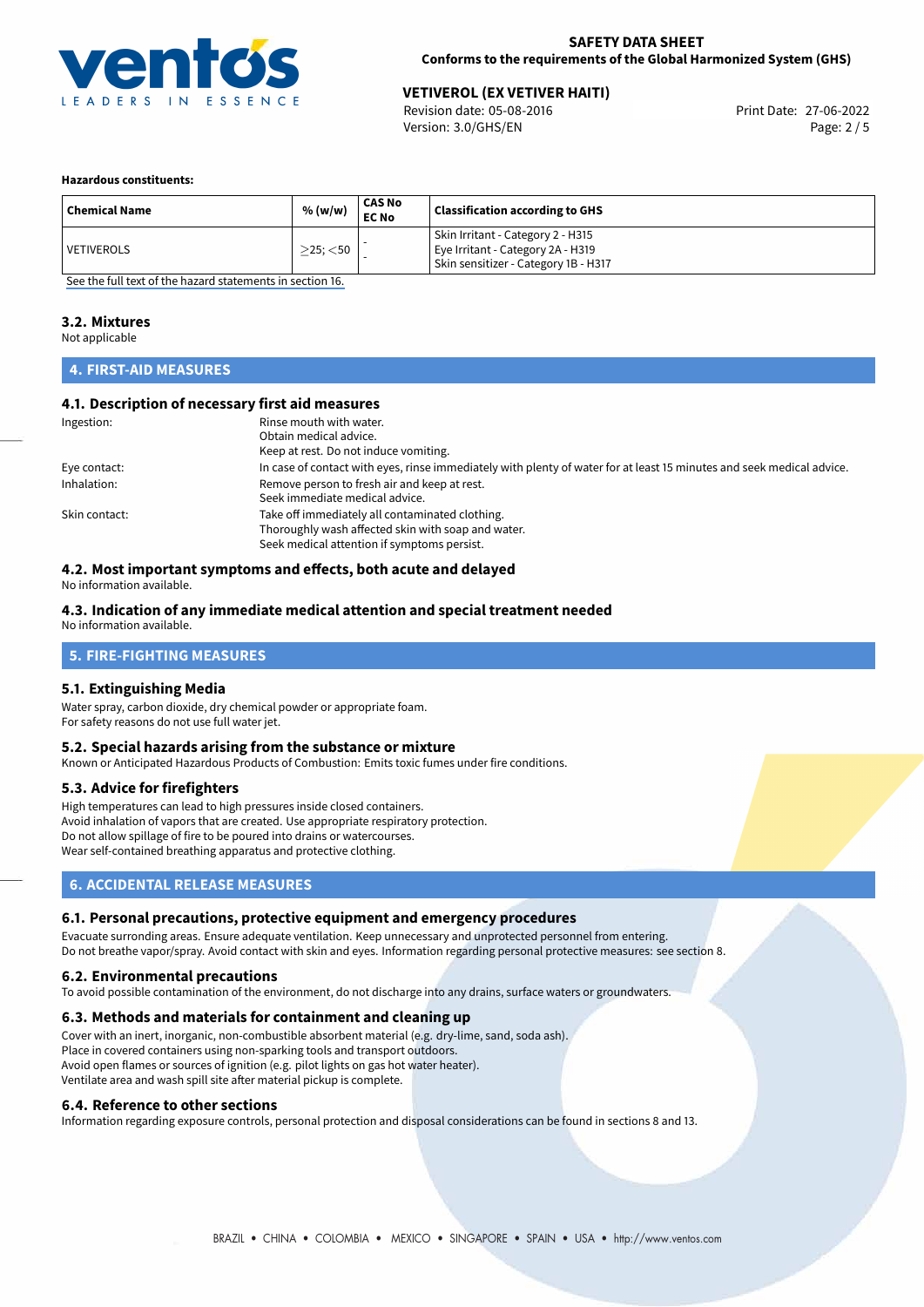**Hazardous constituents:**

| Chemical Name | % (w/w) | CAS No<br>EC No | Classification according to GHS |
|---|---|---|---|
| VETIVEROLS | $\geq$25; $<$50 | -<br>- | Skin Irritant - Category 2 - H315<br>Eye Irritant - Category 2A - H319<br>Skin sensitizer - Category 1B - H317 |

See the full text of the hazard statements in section 16.

### 3.2. Mixtures

Not applicable

## 4. FIRST-AID MEASURES

### 4.1. Description of necessary first aid measures

Ingestion: Rinse mouth with water.
Obtain medical advice.
Keep at rest. Do not induce vomiting.

Eye contact: In case of contact with eyes, rinse immediately with plenty of water for at least 15 minutes and seek medical advice.

Inhalation: Remove person to fresh air and keep at rest.
Seek immediate medical advice.

Skin contact: Take off immediately all contaminated clothing.
Thoroughly wash affected skin with soap and water.
Seek medical attention if symptoms persist.

### 4.2. Most important symptoms and effects, both acute and delayed

No information available.

### 4.3. Indication of any immediate medical attention and special treatment needed

No information available.

## 5. FIRE-FIGHTING MEASURES

### 5.1. Extinguishing Media

Water spray, carbon dioxide, dry chemical powder or appropriate foam.
For safety reasons do not use full water jet.

### 5.2. Special hazards arising from the substance or mixture

Known or Anticipated Hazardous Products of Combustion: Emits toxic fumes under fire conditions.

### 5.3. Advice for firefighters

High temperatures can lead to high pressures inside closed containers.
Avoid inhalation of vapors that are created. Use appropriate respiratory protection.
Do not allow spillage of fire to be poured into drains or watercourses.
Wear self-contained breathing apparatus and protective clothing.

## 6. ACCIDENTAL RELEASE MEASURES

### 6.1. Personal precautions, protective equipment and emergency procedures

Evacuate surronding areas. Ensure adequate ventilation. Keep unnecessary and unprotected personnel from entering.
Do not breathe vapor/spray. Avoid contact with skin and eyes. Information regarding personal protective measures: see section 8.

### 6.2. Environmental precautions

To avoid possible contamination of the environment, do not discharge into any drains, surface waters or groundwaters.

### 6.3. Methods and materials for containment and cleaning up

Cover with an inert, inorganic, non-combustible absorbent material (e.g. dry-lime, sand, soda ash).
Place in covered containers using non-sparking tools and transport outdoors.
Avoid open flames or sources of ignition (e.g. pilot lights on gas hot water heater).
Ventilate area and wash spill site after material pickup is complete.

### 6.4. Reference to other sections

Information regarding exposure controls, personal protection and disposal considerations can be found in sections 8 and 13.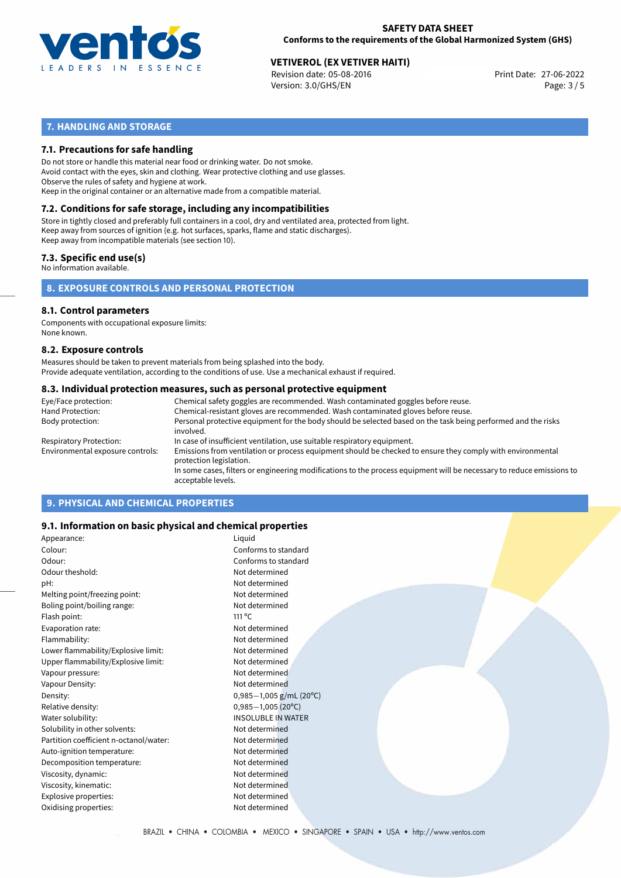## 7. HANDLING AND STORAGE

### 7.1. Precautions for safe handling

Do not store or handle this material near food or drinking water. Do not smoke.
Avoid contact with the eyes, skin and clothing. Wear protective clothing and use glasses.
Observe the rules of safety and hygiene at work.
Keep in the original container or an alternative made from a compatible material.

### 7.2. Conditions for safe storage, including any incompatibilities

Store in tightly closed and preferably full containers in a cool, dry and ventilated area, protected from light.
Keep away from sources of ignition (e.g. hot surfaces, sparks, flame and static discharges).
Keep away from incompatible materials (see section 10).

### 7.3. Specific end use(s)

No information available.

## 8. EXPOSURE CONTROLS AND PERSONAL PROTECTION

### 8.1. Control parameters

Components with occupational exposure limits:
None known.

### 8.2. Exposure controls

Measures should be taken to prevent materials from being splashed into the body.
Provide adequate ventilation, according to the conditions of use. Use a mechanical exhaust if required.

### 8.3. Individual protection measures, such as personal protective equipment

| | |
|---|---|
| Eye/Face protection: | Chemical safety goggles are recommended. Wash contaminated goggles before reuse. |
| Hand Protection: | Chemical-resistant gloves are recommended. Wash contaminated gloves before reuse. |
| Body protection: | Personal protective equipment for the body should be selected based on the task being performed and the risks involved. |
| Respiratory Protection: | In case of insufficient ventilation, use suitable respiratory equipment. |
| Environmental exposure controls: | Emissions from ventilation or process equipment should be checked to ensure they comply with environmental protection legislation. In some cases, filters or engineering modifications to the process equipment will be necessary to reduce emissions to acceptable levels. |

## 9. PHYSICAL AND CHEMICAL PROPERTIES

### 9.1. Information on basic physical and chemical properties

| | |
|---|---|
| Appearance: | Liquid |
| Colour: | Conforms to standard |
| Odour: | Conforms to standard |
| Odour theshold: | Not determined |
| pH: | Not determined |
| Melting point/freezing point: | Not determined |
| Boling point/boiling range: | Not determined |
| Flash point: | 111 °C |
| Evaporation rate: | Not determined |
| Flammability: | Not determined |
| Lower flammability/Explosive limit: | Not determined |
| Upper flammability/Explosive limit: | Not determined |
| Vapour pressure: | Not determined |
| Vapour Density: | Not determined |
| Density: | 0,985−1,005 g/mL (20°C) |
| Relative density: | 0,985−1,005 (20°C) |
| Water solubility: | INSOLUBLE IN WATER |
| Solubility in other solvents: | Not determined |
| Partition coefficient n-octanol/water: | Not determined |
| Auto-ignition temperature: | Not determined |
| Decomposition temperature: | Not determined |
| Viscosity, dynamic: | Not determined |
| Viscosity, kinematic: | Not determined |
| Explosive properties: | Not determined |
| Oxidising properties: | Not determined |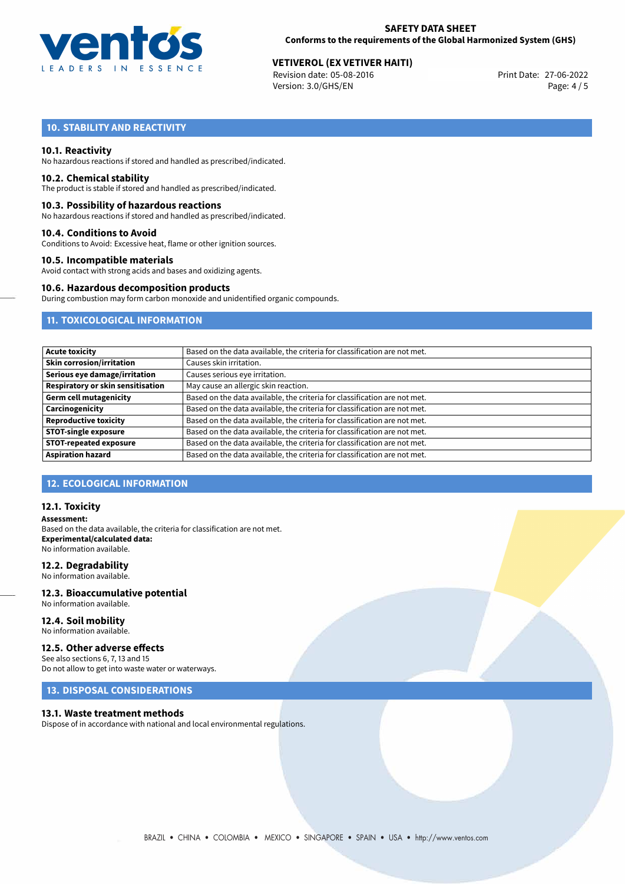## 10. STABILITY AND REACTIVITY

### 10.1. Reactivity
No hazardous reactions if stored and handled as prescribed/indicated.

### 10.2. Chemical stability
The product is stable if stored and handled as prescribed/indicated.

### 10.3. Possibility of hazardous reactions
No hazardous reactions if stored and handled as prescribed/indicated.

### 10.4. Conditions to Avoid
Conditions to Avoid: Excessive heat, flame or other ignition sources.

### 10.5. Incompatible materials
Avoid contact with strong acids and bases and oxidizing agents.

### 10.6. Hazardous decomposition products
During combustion may form carbon monoxide and unidentified organic compounds.

## 11. TOXICOLOGICAL INFORMATION

| | |
|---|---|
| **Acute toxicity** | Based on the data available, the criteria for classification are not met. |
| **Skin corrosion/irritation** | Causes skin irritation. |
| **Serious eye damage/irritation** | Causes serious eye irritation. |
| **Respiratory or skin sensitisation** | May cause an allergic skin reaction. |
| **Germ cell mutagenicity** | Based on the data available, the criteria for classification are not met. |
| **Carcinogenicity** | Based on the data available, the criteria for classification are not met. |
| **Reproductive toxicity** | Based on the data available, the criteria for classification are not met. |
| **STOT-single exposure** | Based on the data available, the criteria for classification are not met. |
| **STOT-repeated exposure** | Based on the data available, the criteria for classification are not met. |
| **Aspiration hazard** | Based on the data available, the criteria for classification are not met. |

## 12. ECOLOGICAL INFORMATION

### 12.1. Toxicity
**Assessment:**
Based on the data available, the criteria for classification are not met.
**Experimental/calculated data:**
No information available.

### 12.2. Degradability
No information available.

### 12.3. Bioaccumulative potential
No information available.

### 12.4. Soil mobility
No information available.

### 12.5. Other adverse effects
See also sections 6, 7, 13 and 15
Do not allow to get into waste water or waterways.

## 13. DISPOSAL CONSIDERATIONS

### 13.1. Waste treatment methods
Dispose of in accordance with national and local environmental regulations.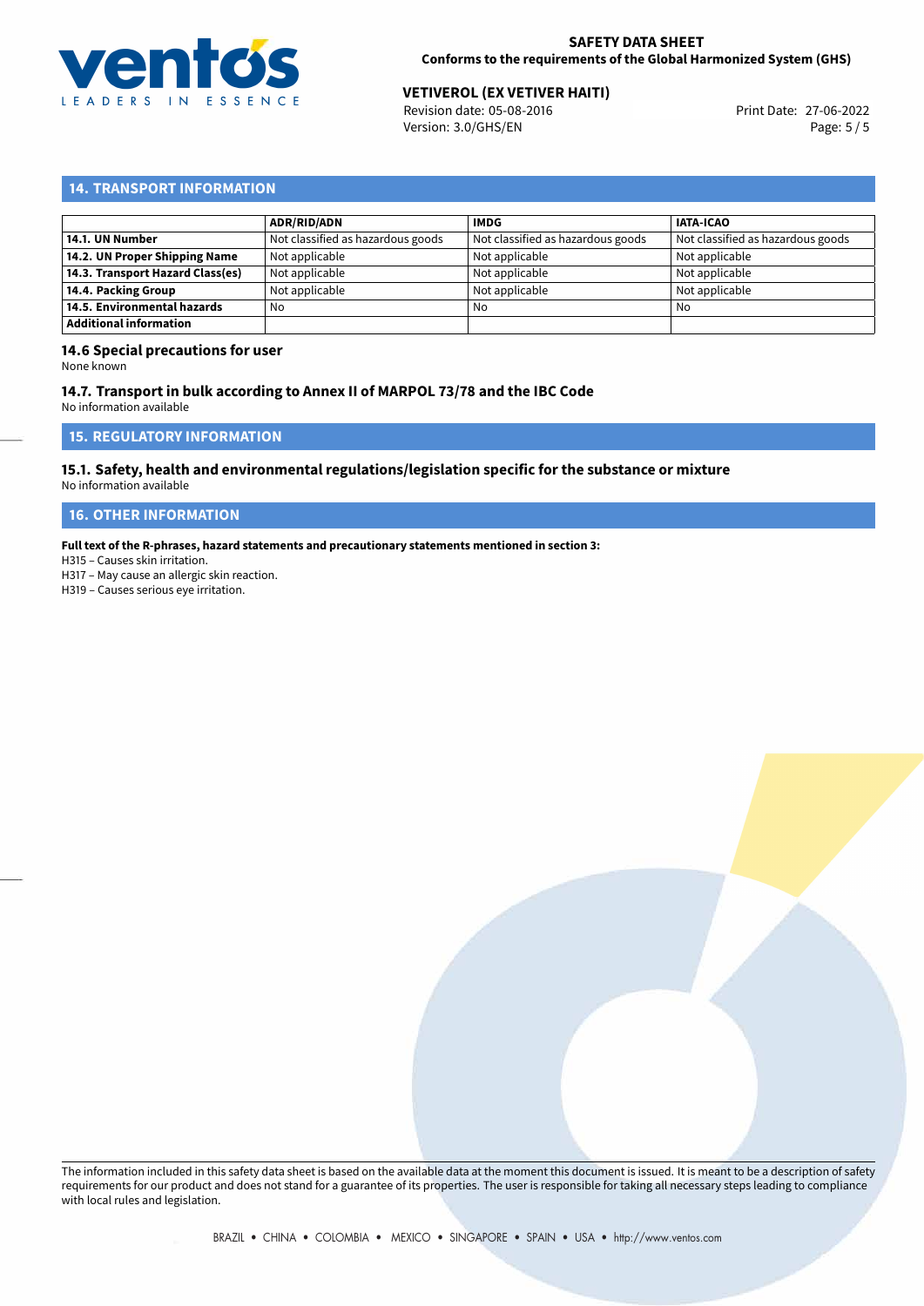## 14. TRANSPORT INFORMATION

| | ADR/RID/ADN | IMDG | IATA-ICAO |
|---|---|---|---|
| **14.1. UN Number** | Not classified as hazardous goods | Not classified as hazardous goods | Not classified as hazardous goods |
| **14.2. UN Proper Shipping Name** | Not applicable | Not applicable | Not applicable |
| **14.3. Transport Hazard Class(es)** | Not applicable | Not applicable | Not applicable |
| **14.4. Packing Group** | Not applicable | Not applicable | Not applicable |
| **14.5. Environmental hazards** | No | No | No |
| **Additional information** | | | |

### 14.6 Special precautions for user

None known

### 14.7. Transport in bulk according to Annex II of MARPOL 73/78 and the IBC Code

No information available

## 15. REGULATORY INFORMATION

### 15.1. Safety, health and environmental regulations/legislation specific for the substance or mixture

No information available

## 16. OTHER INFORMATION

**Full text of the R-phrases, hazard statements and precautionary statements mentioned in section 3:**

H315 – Causes skin irritation.
H317 – May cause an allergic skin reaction.
H319 – Causes serious eye irritation.

The information included in this safety data sheet is based on the available data at the moment this document is issued. It is meant to be a description of safety requirements for our product and does not stand for a guarantee of its properties. The user is responsible for taking all necessary steps leading to compliance with local rules and legislation.